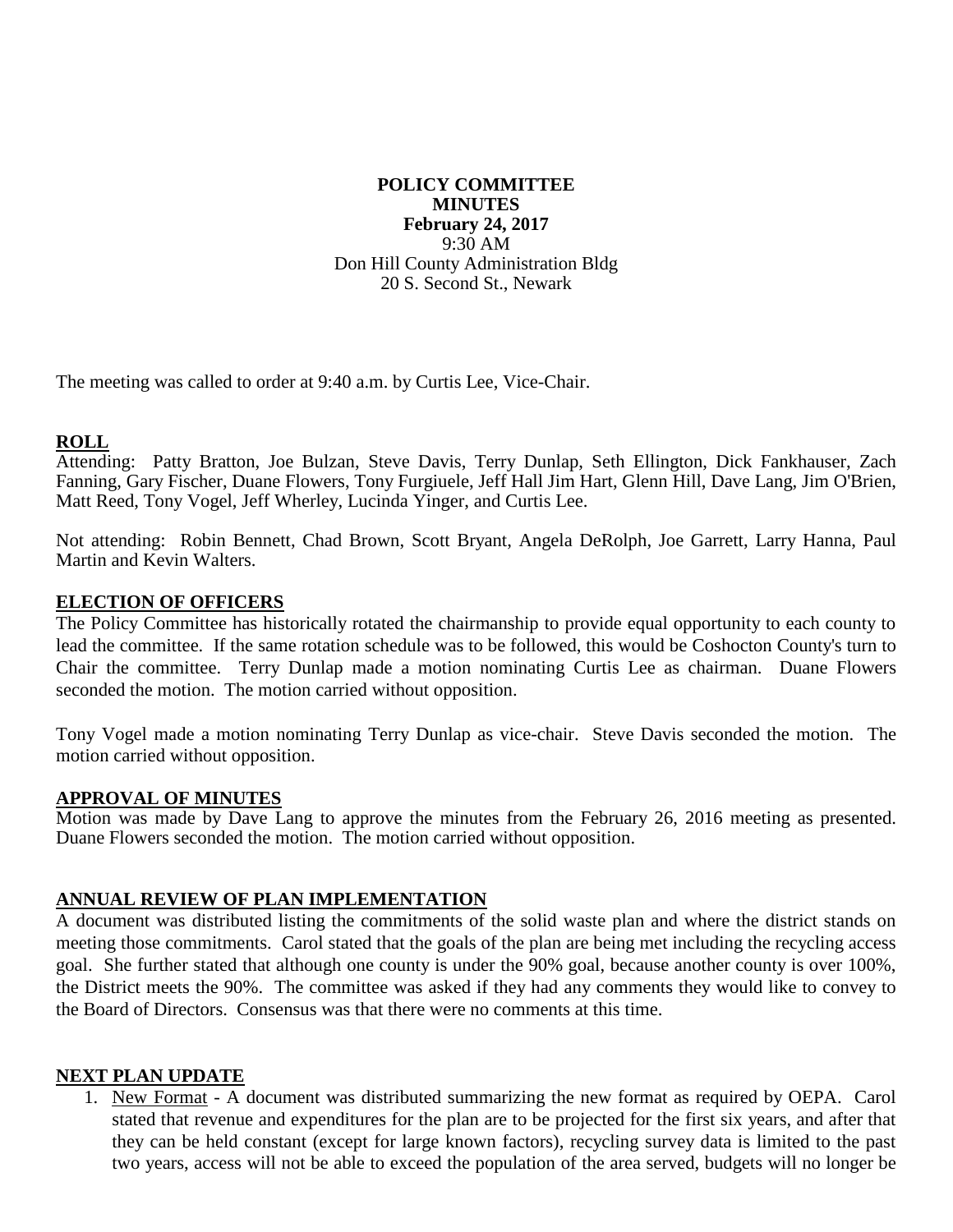**POLICY COMMITTEE**
**MINUTES**
**February 24, 2017**
9:30 AM
Don Hill County Administration Bldg
20 S. Second St., Newark

The meeting was called to order at 9:40 a.m. by Curtis Lee, Vice-Chair.

## ROLL

Attending: Patty Bratton, Joe Bulzan, Steve Davis, Terry Dunlap, Seth Ellington, Dick Fankhauser, Zach Fanning, Gary Fischer, Duane Flowers, Tony Furgiuele, Jeff Hall Jim Hart, Glenn Hill, Dave Lang, Jim O'Brien, Matt Reed, Tony Vogel, Jeff Wherley, Lucinda Yinger, and Curtis Lee.

Not attending: Robin Bennett, Chad Brown, Scott Bryant, Angela DeRolph, Joe Garrett, Larry Hanna, Paul Martin and Kevin Walters.

## ELECTION OF OFFICERS

The Policy Committee has historically rotated the chairmanship to provide equal opportunity to each county to lead the committee. If the same rotation schedule was to be followed, this would be Coshocton County's turn to Chair the committee. Terry Dunlap made a motion nominating Curtis Lee as chairman. Duane Flowers seconded the motion. The motion carried without opposition.

Tony Vogel made a motion nominating Terry Dunlap as vice-chair. Steve Davis seconded the motion. The motion carried without opposition.

## APPROVAL OF MINUTES

Motion was made by Dave Lang to approve the minutes from the February 26, 2016 meeting as presented. Duane Flowers seconded the motion. The motion carried without opposition.

## ANNUAL REVIEW OF PLAN IMPLEMENTATION

A document was distributed listing the commitments of the solid waste plan and where the district stands on meeting those commitments. Carol stated that the goals of the plan are being met including the recycling access goal. She further stated that although one county is under the 90% goal, because another county is over 100%, the District meets the 90%. The committee was asked if they had any comments they would like to convey to the Board of Directors. Consensus was that there were no comments at this time.

## NEXT PLAN UPDATE

1. New Format - A document was distributed summarizing the new format as required by OEPA. Carol stated that revenue and expenditures for the plan are to be projected for the first six years, and after that they can be held constant (except for large known factors), recycling survey data is limited to the past two years, access will not be able to exceed the population of the area served, budgets will no longer be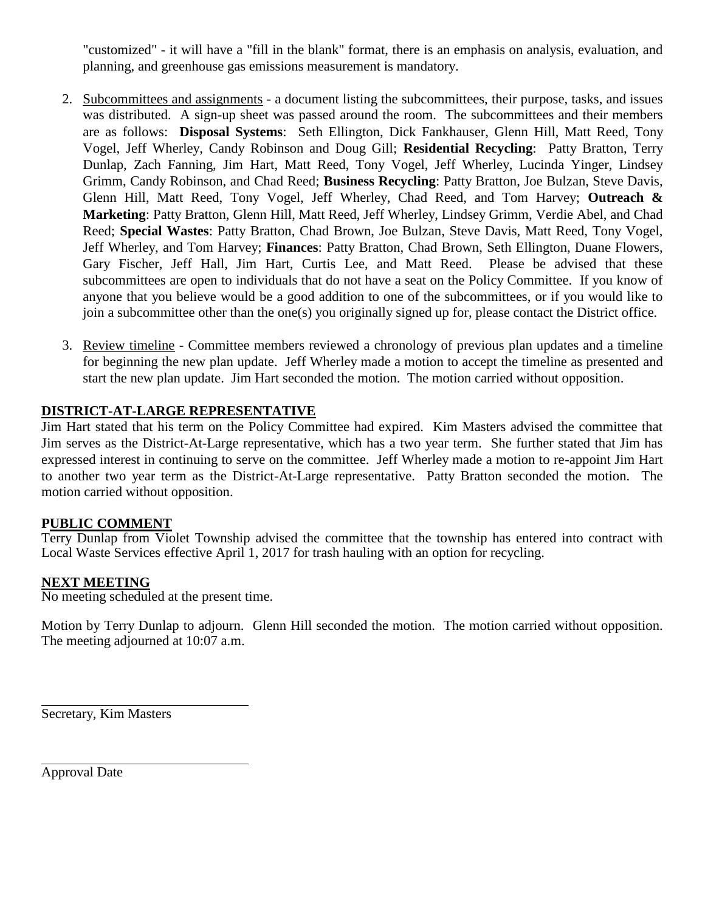"customized" - it will have a "fill in the blank" format, there is an emphasis on analysis, evaluation, and planning, and greenhouse gas emissions measurement is mandatory.

2. Subcommittees and assignments - a document listing the subcommittees, their purpose, tasks, and issues was distributed. A sign-up sheet was passed around the room. The subcommittees and their members are as follows: **Disposal Systems**: Seth Ellington, Dick Fankhauser, Glenn Hill, Matt Reed, Tony Vogel, Jeff Wherley, Candy Robinson and Doug Gill; **Residential Recycling**: Patty Bratton, Terry Dunlap, Zach Fanning, Jim Hart, Matt Reed, Tony Vogel, Jeff Wherley, Lucinda Yinger, Lindsey Grimm, Candy Robinson, and Chad Reed; **Business Recycling**: Patty Bratton, Joe Bulzan, Steve Davis, Glenn Hill, Matt Reed, Tony Vogel, Jeff Wherley, Chad Reed, and Tom Harvey; **Outreach & Marketing**: Patty Bratton, Glenn Hill, Matt Reed, Jeff Wherley, Lindsey Grimm, Verdie Abel, and Chad Reed; **Special Wastes**: Patty Bratton, Chad Brown, Joe Bulzan, Steve Davis, Matt Reed, Tony Vogel, Jeff Wherley, and Tom Harvey; **Finances**: Patty Bratton, Chad Brown, Seth Ellington, Duane Flowers, Gary Fischer, Jeff Hall, Jim Hart, Curtis Lee, and Matt Reed. Please be advised that these subcommittees are open to individuals that do not have a seat on the Policy Committee. If you know of anyone that you believe would be a good addition to one of the subcommittees, or if you would like to join a subcommittee other than the one(s) you originally signed up for, please contact the District office.

3. Review timeline - Committee members reviewed a chronology of previous plan updates and a timeline for beginning the new plan update. Jeff Wherley made a motion to accept the timeline as presented and start the new plan update. Jim Hart seconded the motion. The motion carried without opposition.

**DISTRICT-AT-LARGE REPRESENTATIVE**

Jim Hart stated that his term on the Policy Committee had expired. Kim Masters advised the committee that Jim serves as the District-At-Large representative, which has a two year term. She further stated that Jim has expressed interest in continuing to serve on the committee. Jeff Wherley made a motion to re-appoint Jim Hart to another two year term as the District-At-Large representative. Patty Bratton seconded the motion. The motion carried without opposition.

**PUBLIC COMMENT**

Terry Dunlap from Violet Township advised the committee that the township has entered into contract with Local Waste Services effective April 1, 2017 for trash hauling with an option for recycling.

**NEXT MEETING**

No meeting scheduled at the present time.

Motion by Terry Dunlap to adjourn. Glenn Hill seconded the motion. The motion carried without opposition. The meeting adjourned at 10:07 a.m.

\_\_\_\_\_\_\_\_\_\_\_\_\_\_\_\_\_\_\_\_\_\_\_\_\_\_\_\_\_\_

Secretary, Kim Masters

\_\_\_\_\_\_\_\_\_\_\_\_\_\_\_\_\_\_\_\_\_\_\_\_\_\_\_\_\_\_

Approval Date